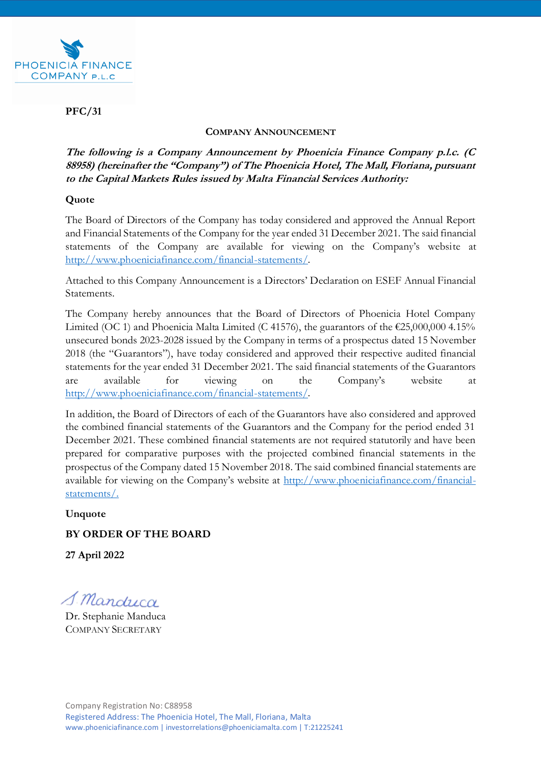PHOENICIA FINANCE COMPANY P.L.C

**PFC/31**

**COMPANY ANNOUNCEMENT**

***The following is a Company Announcement by Phoenicia Finance Company p.l.c. (C 88958) (hereinafter the "Company") of The Phoenicia Hotel, The Mall, Floriana, pursuant to the Capital Markets Rules issued by Malta Financial Services Authority:***

**Quote**

The Board of Directors of the Company has today considered and approved the Annual Report and Financial Statements of the Company for the year ended 31 December 2021. The said financial statements of the Company are available for viewing on the Company's website at http://www.phoeniciafinance.com/financial-statements/.

Attached to this Company Announcement is a Directors' Declaration on ESEF Annual Financial Statements.

The Company hereby announces that the Board of Directors of Phoenicia Hotel Company Limited (OC 1) and Phoenicia Malta Limited (C 41576), the guarantors of the €25,000,000 4.15% unsecured bonds 2023-2028 issued by the Company in terms of a prospectus dated 15 November 2018 (the "Guarantors"), have today considered and approved their respective audited financial statements for the year ended 31 December 2021. The said financial statements of the Guarantors are available for viewing on the Company's website at http://www.phoeniciafinance.com/financial-statements/.

In addition, the Board of Directors of each of the Guarantors have also considered and approved the combined financial statements of the Guarantors and the Company for the period ended 31 December 2021. These combined financial statements are not required statutorily and have been prepared for comparative purposes with the projected combined financial statements in the prospectus of the Company dated 15 November 2018. The said combined financial statements are available for viewing on the Company's website at http://www.phoeniciafinance.com/financial-statements/.

**Unquote**

**BY ORDER OF THE BOARD**

**27 April 2022**

S. Manduca

Dr. Stephanie Manduca
COMPANY SECRETARY

Company Registration No: C88958
Registered Address: The Phoenicia Hotel, The Mall, Floriana, Malta
www.phoeniciafinance.com | investorrelations@phoeniciamalta.com | T:21225241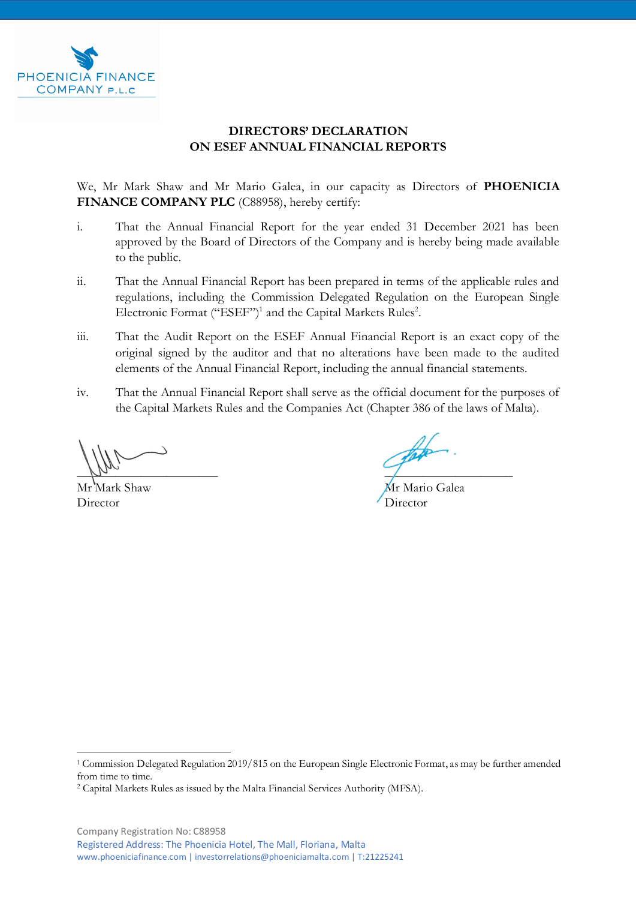PHOENICIA FINANCE COMPANY P.L.C

# DIRECTORS' DECLARATION ON ESEF ANNUAL FINANCIAL REPORTS

We, Mr Mark Shaw and Mr Mario Galea, in our capacity as Directors of **PHOENICIA FINANCE COMPANY PLC** (C88958), hereby certify:

i. That the Annual Financial Report for the year ended 31 December 2021 has been approved by the Board of Directors of the Company and is hereby being made available to the public.

ii. That the Annual Financial Report has been prepared in terms of the applicable rules and regulations, including the Commission Delegated Regulation on the European Single Electronic Format ("ESEF")[1] and the Capital Markets Rules[2].

iii. That the Audit Report on the ESEF Annual Financial Report is an exact copy of the original signed by the auditor and that no alterations have been made to the audited elements of the Annual Financial Report, including the annual financial statements.

iv. That the Annual Financial Report shall serve as the official document for the purposes of the Capital Markets Rules and the Companies Act (Chapter 386 of the laws of Malta).

| | |
|---|---|
| Mr Mark Shaw | Mr Mario Galea |
| Director | Director |

[1] Commission Delegated Regulation 2019/815 on the European Single Electronic Format, as may be further amended from time to time.

[2] Capital Markets Rules as issued by the Malta Financial Services Authority (MFSA).

Company Registration No: C88958
Registered Address: The Phoenicia Hotel, The Mall, Floriana, Malta
www.phoeniciafinance.com | investorrelations@phoeniciamalta.com | T:21225241